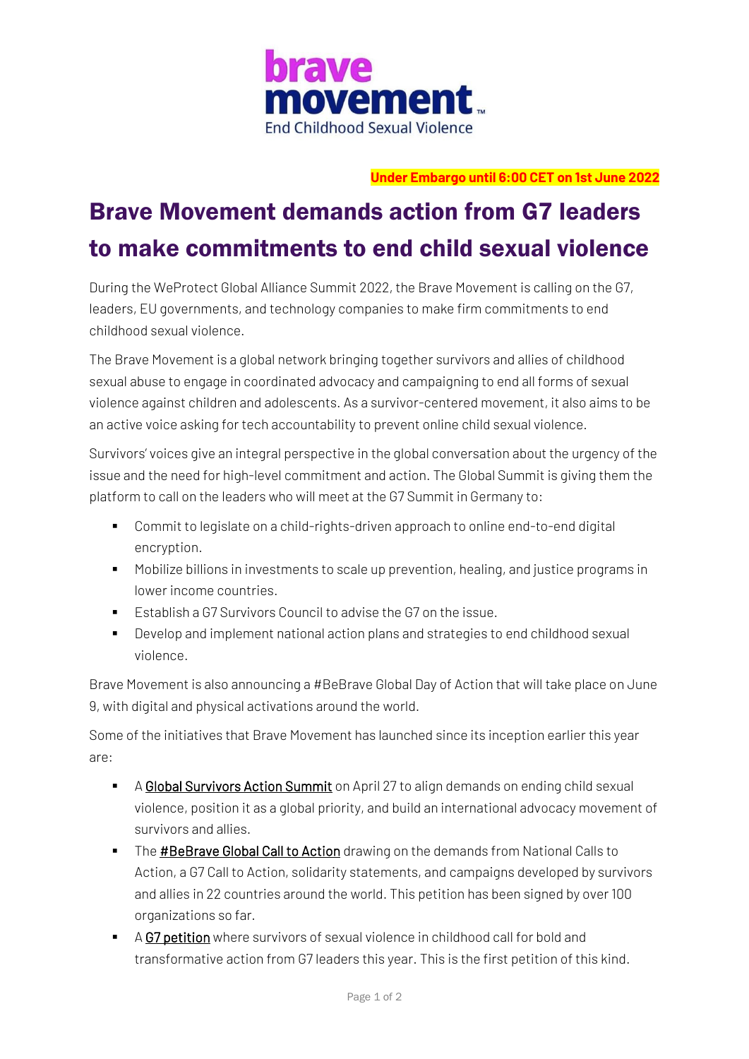brave movement™
End Childhood Sexual Violence

**Under Embargo until 6:00 CET on 1st June 2022**

# Brave Movement demands action from G7 leaders to make commitments to end child sexual violence

During the WeProtect Global Alliance Summit 2022, the Brave Movement is calling on the G7, leaders, EU governments, and technology companies to make firm commitments to end childhood sexual violence.

The Brave Movement is a global network bringing together survivors and allies of childhood sexual abuse to engage in coordinated advocacy and campaigning to end all forms of sexual violence against children and adolescents. As a survivor-centered movement, it also aims to be an active voice asking for tech accountability to prevent online child sexual violence.

Survivors' voices give an integral perspective in the global conversation about the urgency of the issue and the need for high-level commitment and action. The Global Summit is giving them the platform to call on the leaders who will meet at the G7 Summit in Germany to:

- Commit to legislate on a child-rights-driven approach to online end-to-end digital encryption.
- Mobilize billions in investments to scale up prevention, healing, and justice programs in lower income countries.
- Establish a G7 Survivors Council to advise the G7 on the issue.
- Develop and implement national action plans and strategies to end childhood sexual violence.

Brave Movement is also announcing a #BeBrave Global Day of Action that will take place on June 9, with digital and physical activations around the world.

Some of the initiatives that Brave Movement has launched since its inception earlier this year are:

- A Global Survivors Action Summit on April 27 to align demands on ending child sexual violence, position it as a global priority, and build an international advocacy movement of survivors and allies.
- The #BeBrave Global Call to Action drawing on the demands from National Calls to Action, a G7 Call to Action, solidarity statements, and campaigns developed by survivors and allies in 22 countries around the world. This petition has been signed by over 100 organizations so far.
- A G7 petition where survivors of sexual violence in childhood call for bold and transformative action from G7 leaders this year. This is the first petition of this kind.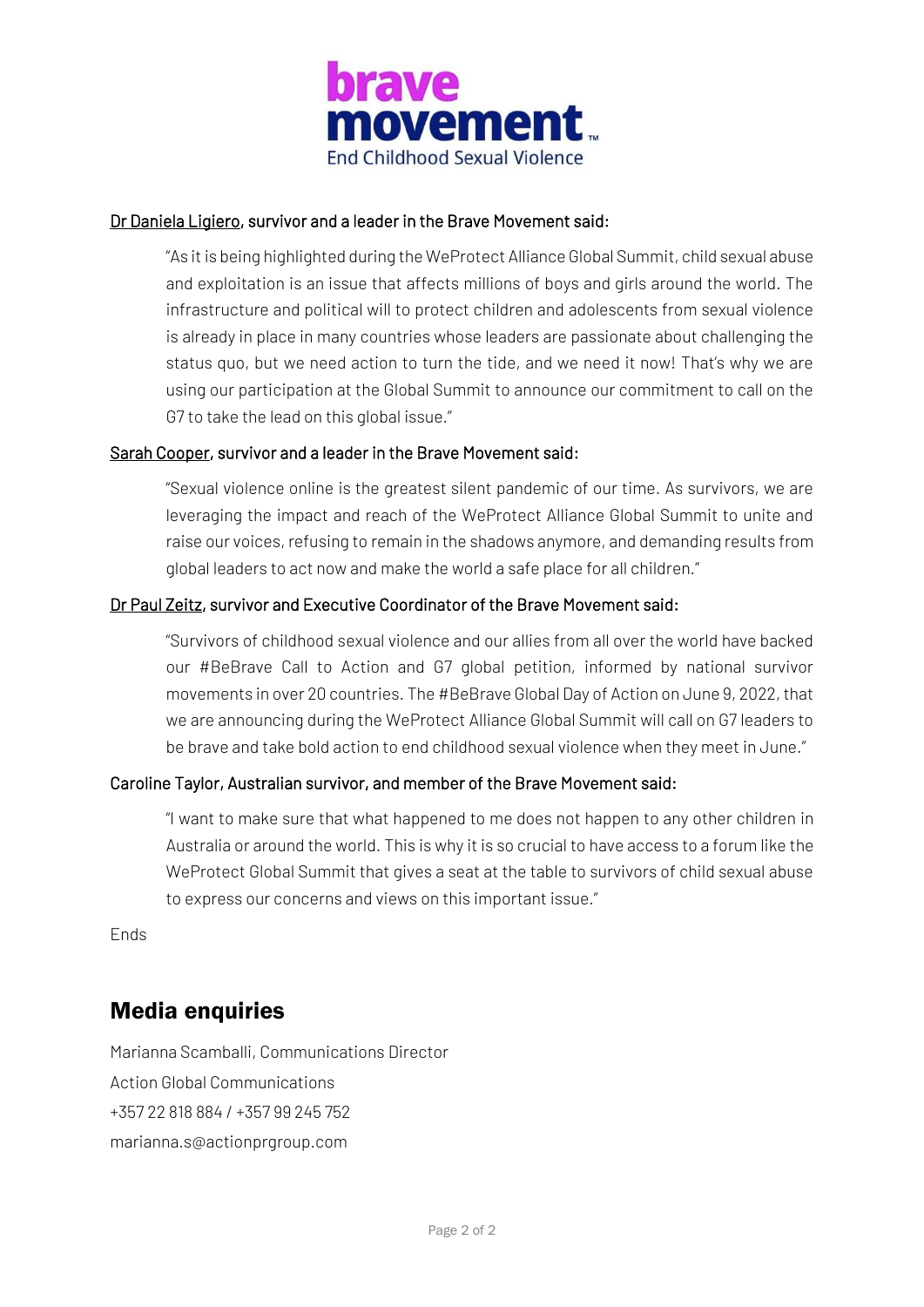Dr Daniela Ligiero, survivor and a leader in the Brave Movement said:

> "As it is being highlighted during the WeProtect Alliance Global Summit, child sexual abuse and exploitation is an issue that affects millions of boys and girls around the world. The infrastructure and political will to protect children and adolescents from sexual violence is already in place in many countries whose leaders are passionate about challenging the status quo, but we need action to turn the tide, and we need it now! That's why we are using our participation at the Global Summit to announce our commitment to call on the G7 to take the lead on this global issue."

Sarah Cooper, survivor and a leader in the Brave Movement said:

> "Sexual violence online is the greatest silent pandemic of our time. As survivors, we are leveraging the impact and reach of the WeProtect Alliance Global Summit to unite and raise our voices, refusing to remain in the shadows anymore, and demanding results from global leaders to act now and make the world a safe place for all children."

Dr Paul Zeitz, survivor and Executive Coordinator of the Brave Movement said:

> "Survivors of childhood sexual violence and our allies from all over the world have backed our #BeBrave Call to Action and G7 global petition, informed by national survivor movements in over 20 countries. The #BeBrave Global Day of Action on June 9, 2022, that we are announcing during the WeProtect Alliance Global Summit will call on G7 leaders to be brave and take bold action to end childhood sexual violence when they meet in June."

Caroline Taylor, Australian survivor, and member of the Brave Movement said:

> "I want to make sure that what happened to me does not happen to any other children in Australia or around the world. This is why it is so crucial to have access to a forum like the WeProtect Global Summit that gives a seat at the table to survivors of child sexual abuse to express our concerns and views on this important issue."

Ends

## Media enquiries

Marianna Scamballi, Communications Director
Action Global Communications
+357 22 818 884 / +357 99 245 752
marianna.s@actionprgroup.com